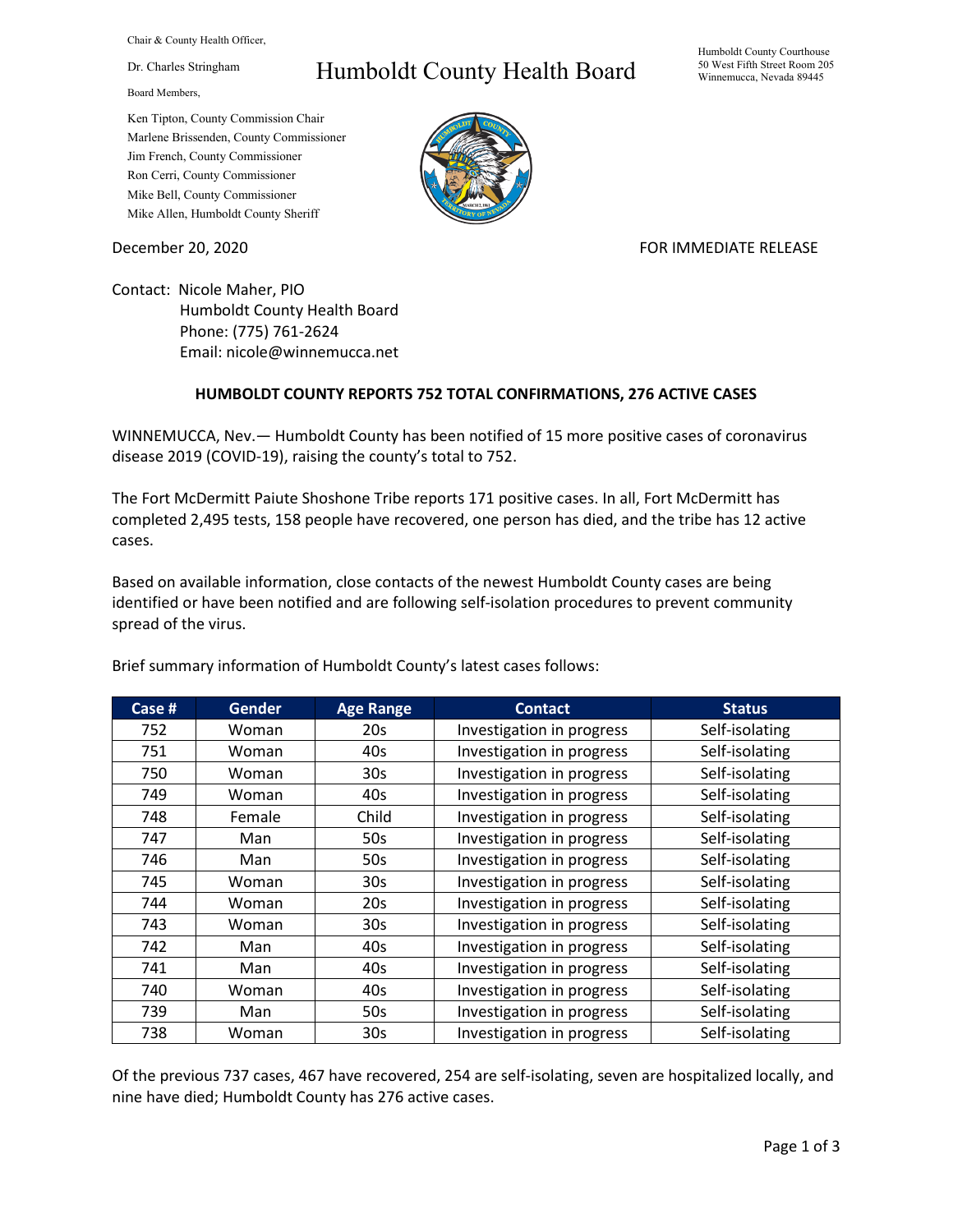Chair & County Health Officer,

Dr. Charles Stringham

# Humboldt County Health Board

Humboldt County Courthouse
50 West Fifth Street Room 205
Winnemucca, Nevada 89445

Board Members,

Ken Tipton, County Commission Chair
Marlene Brissenden, County Commissioner
Jim French, County Commissioner
Ron Cerri, County Commissioner
Mike Bell, County Commissioner
Mike Allen, Humboldt County Sheriff

December 20, 2020

FOR IMMEDIATE RELEASE

Contact: Nicole Maher, PIO
Humboldt County Health Board
Phone: (775) 761-2624
Email: nicole@winnemucca.net

**HUMBOLDT COUNTY REPORTS 752 TOTAL CONFIRMATIONS, 276 ACTIVE CASES**

WINNEMUCCA, Nev.— Humboldt County has been notified of 15 more positive cases of coronavirus disease 2019 (COVID-19), raising the county's total to 752.

The Fort McDermitt Paiute Shoshone Tribe reports 171 positive cases. In all, Fort McDermitt has completed 2,495 tests, 158 people have recovered, one person has died, and the tribe has 12 active cases.

Based on available information, close contacts of the newest Humboldt County cases are being identified or have been notified and are following self-isolation procedures to prevent community spread of the virus.

Brief summary information of Humboldt County's latest cases follows:

| Case # | Gender | Age Range | Contact | Status |
|---|---|---|---|---|
| 752 | Woman | 20s | Investigation in progress | Self-isolating |
| 751 | Woman | 40s | Investigation in progress | Self-isolating |
| 750 | Woman | 30s | Investigation in progress | Self-isolating |
| 749 | Woman | 40s | Investigation in progress | Self-isolating |
| 748 | Female | Child | Investigation in progress | Self-isolating |
| 747 | Man | 50s | Investigation in progress | Self-isolating |
| 746 | Man | 50s | Investigation in progress | Self-isolating |
| 745 | Woman | 30s | Investigation in progress | Self-isolating |
| 744 | Woman | 20s | Investigation in progress | Self-isolating |
| 743 | Woman | 30s | Investigation in progress | Self-isolating |
| 742 | Man | 40s | Investigation in progress | Self-isolating |
| 741 | Man | 40s | Investigation in progress | Self-isolating |
| 740 | Woman | 40s | Investigation in progress | Self-isolating |
| 739 | Man | 50s | Investigation in progress | Self-isolating |
| 738 | Woman | 30s | Investigation in progress | Self-isolating |

Of the previous 737 cases, 467 have recovered, 254 are self-isolating, seven are hospitalized locally, and nine have died; Humboldt County has 276 active cases.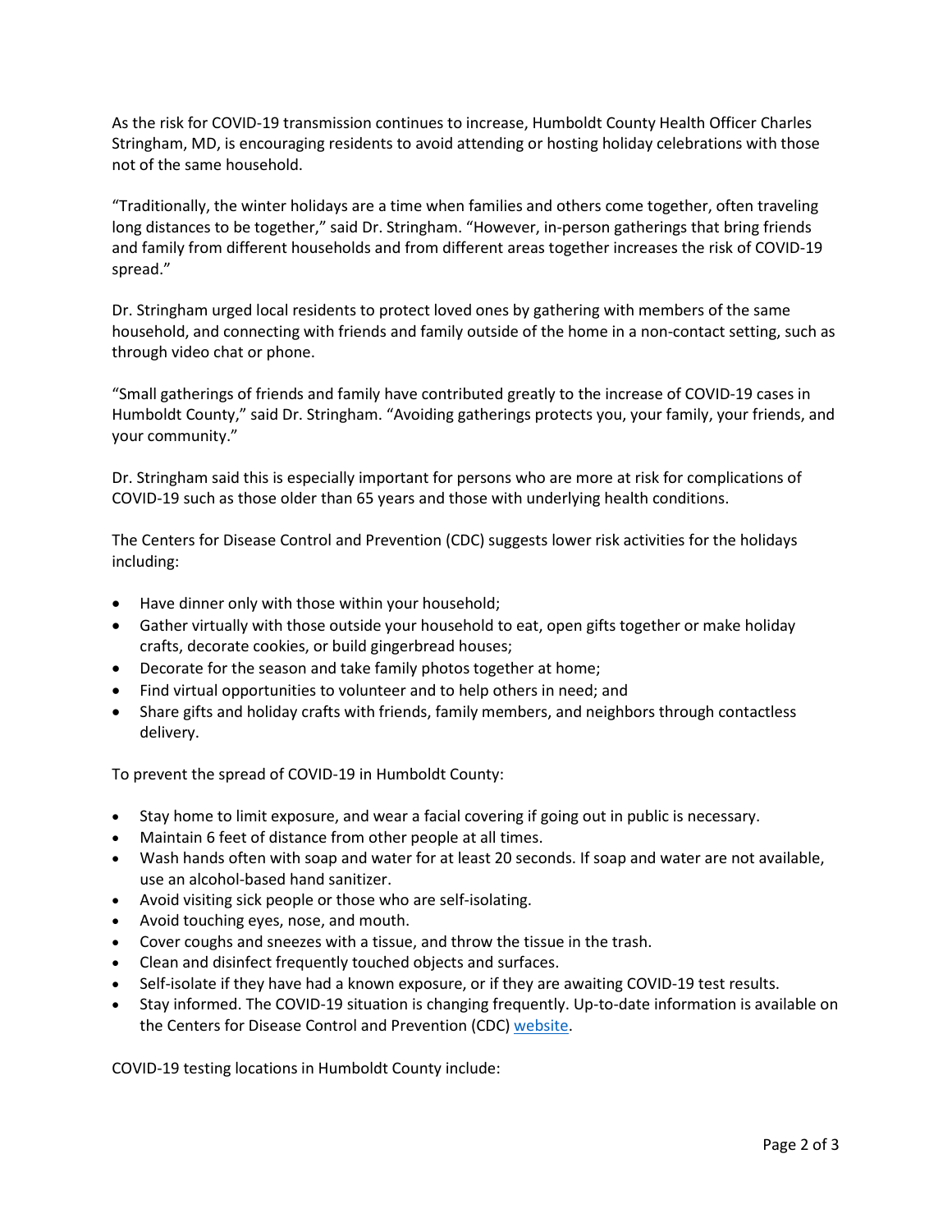As the risk for COVID-19 transmission continues to increase, Humboldt County Health Officer Charles Stringham, MD, is encouraging residents to avoid attending or hosting holiday celebrations with those not of the same household.

“Traditionally, the winter holidays are a time when families and others come together, often traveling long distances to be together,” said Dr. Stringham. “However, in-person gatherings that bring friends and family from different households and from different areas together increases the risk of COVID-19 spread.”

Dr. Stringham urged local residents to protect loved ones by gathering with members of the same household, and connecting with friends and family outside of the home in a non-contact setting, such as through video chat or phone.

“Small gatherings of friends and family have contributed greatly to the increase of COVID-19 cases in Humboldt County,” said Dr. Stringham. “Avoiding gatherings protects you, your family, your friends, and your community.”

Dr. Stringham said this is especially important for persons who are more at risk for complications of COVID-19 such as those older than 65 years and those with underlying health conditions.

The Centers for Disease Control and Prevention (CDC) suggests lower risk activities for the holidays including:

- Have dinner only with those within your household;
- Gather virtually with those outside your household to eat, open gifts together or make holiday crafts, decorate cookies, or build gingerbread houses;
- Decorate for the season and take family photos together at home;
- Find virtual opportunities to volunteer and to help others in need; and
- Share gifts and holiday crafts with friends, family members, and neighbors through contactless delivery.

To prevent the spread of COVID-19 in Humboldt County:

- Stay home to limit exposure, and wear a facial covering if going out in public is necessary.
- Maintain 6 feet of distance from other people at all times.
- Wash hands often with soap and water for at least 20 seconds. If soap and water are not available, use an alcohol-based hand sanitizer.
- Avoid visiting sick people or those who are self-isolating.
- Avoid touching eyes, nose, and mouth.
- Cover coughs and sneezes with a tissue, and throw the tissue in the trash.
- Clean and disinfect frequently touched objects and surfaces.
- Self-isolate if they have had a known exposure, or if they are awaiting COVID-19 test results.
- Stay informed. The COVID-19 situation is changing frequently. Up-to-date information is available on the Centers for Disease Control and Prevention (CDC) website.

COVID-19 testing locations in Humboldt County include: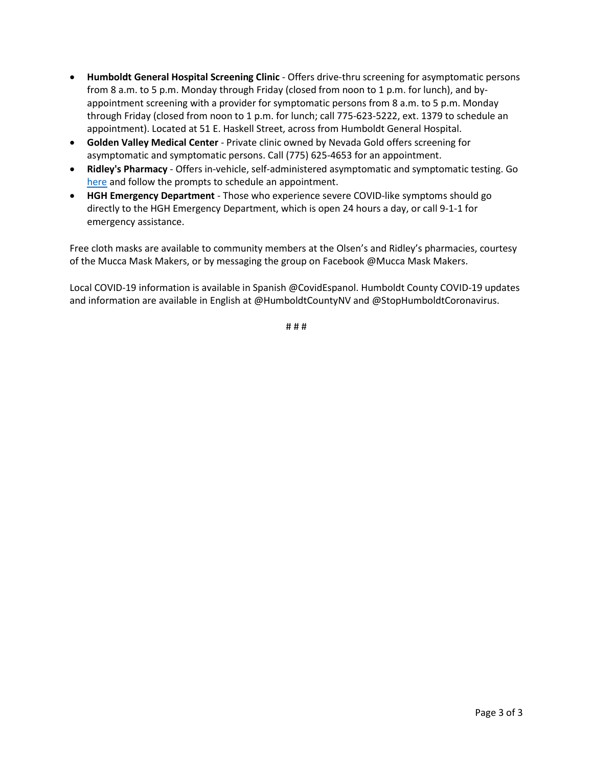- **Humboldt General Hospital Screening Clinic** - Offers drive-thru screening for asymptomatic persons from 8 a.m. to 5 p.m. Monday through Friday (closed from noon to 1 p.m. for lunch), and by-appointment screening with a provider for symptomatic persons from 8 a.m. to 5 p.m. Monday through Friday (closed from noon to 1 p.m. for lunch; call 775-623-5222, ext. 1379 to schedule an appointment). Located at 51 E. Haskell Street, across from Humboldt General Hospital.
- **Golden Valley Medical Center** - Private clinic owned by Nevada Gold offers screening for asymptomatic and symptomatic persons. Call (775) 625-4653 for an appointment.
- **Ridley's Pharmacy** - Offers in-vehicle, self-administered asymptomatic and symptomatic testing. Go here and follow the prompts to schedule an appointment.
- **HGH Emergency Department** - Those who experience severe COVID-like symptoms should go directly to the HGH Emergency Department, which is open 24 hours a day, or call 9-1-1 for emergency assistance.

Free cloth masks are available to community members at the Olsen's and Ridley's pharmacies, courtesy of the Mucca Mask Makers, or by messaging the group on Facebook @Mucca Mask Makers.

Local COVID-19 information is available in Spanish @CovidEspanol. Humboldt County COVID-19 updates and information are available in English at @HumboldtCountyNV and @StopHumboldtCoronavirus.

# # #